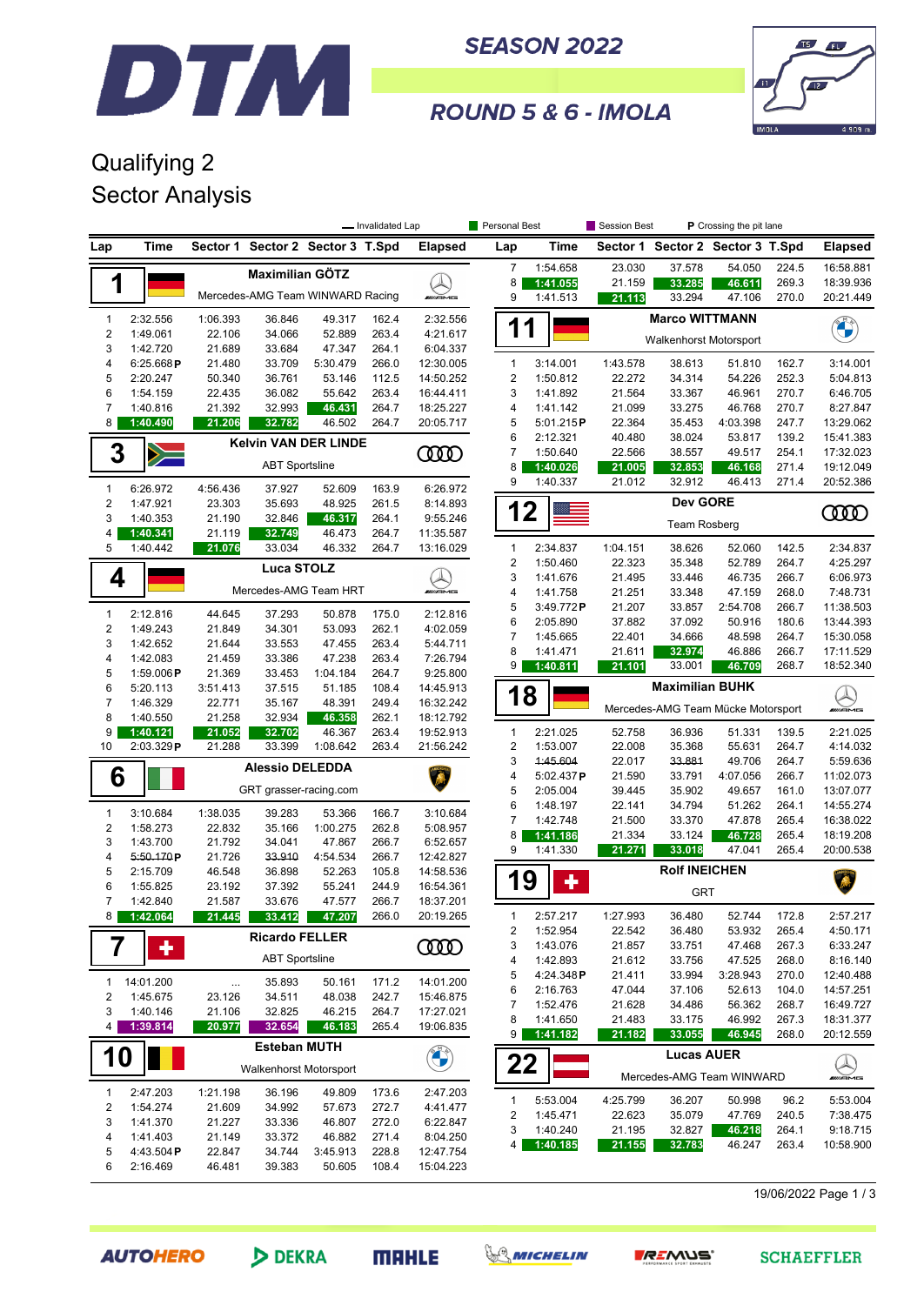# DTM

## SEASON 2022

## ROUND 5 & 6 - IMOLA

# Qualifying 2
# Sector Analysis

— Invalidated Lap | Personal Best | Session Best | P Crossing the pit lane

### 1 Maximilian GÖTZ — Mercedes-AMG Team WINWARD Racing

| Lap | Time | Sector 1 | Sector 2 | Sector 3 | T.Spd | Elapsed |
|---|---|---|---|---|---|---|
| 1 | 2:32.556 | 1:06.393 | 36.846 | 49.317 | 162.4 | 2:32.556 |
| 2 | 1:49.061 | 22.106 | 34.066 | 52.889 | 263.4 | 4:21.617 |
| 3 | 1:42.720 | 21.689 | 33.684 | 47.347 | 264.1 | 6:04.337 |
| 4 | 6:25.668 P | 21.480 | 33.709 | 5:30.479 | 266.0 | 12:30.005 |
| 5 | 2:20.247 | 50.340 | 36.761 | 53.146 | 112.5 | 14:50.252 |
| 6 | 1:54.159 | 22.435 | 36.082 | 55.642 | 263.4 | 16:44.411 |
| 7 | 1:40.816 | 21.392 | 32.993 | 46.431 | 264.7 | 18:25.227 |
| 8 | 1:40.490 | 21.206 | 32.782 | 46.502 | 264.7 | 20:05.717 |

### 3 Kelvin VAN DER LINDE — ABT Sportsline

| Lap | Time | Sector 1 | Sector 2 | Sector 3 | T.Spd | Elapsed |
|---|---|---|---|---|---|---|
| 1 | 6:26.972 | 4:56.436 | 37.927 | 52.609 | 163.9 | 6:26.972 |
| 2 | 1:47.921 | 23.303 | 35.693 | 48.925 | 261.5 | 8:14.893 |
| 3 | 1:40.353 | 21.190 | 32.846 | 46.317 | 264.1 | 9:55.246 |
| 4 | 1:40.341 | 21.119 | 32.749 | 46.473 | 264.7 | 11:35.587 |
| 5 | 1:40.442 | 21.076 | 33.034 | 46.332 | 264.7 | 13:16.029 |

### 4 Luca STOLZ — Mercedes-AMG Team HRT

| Lap | Time | Sector 1 | Sector 2 | Sector 3 | T.Spd | Elapsed |
|---|---|---|---|---|---|---|
| 1 | 2:12.816 | 44.645 | 37.293 | 50.878 | 175.0 | 2:12.816 |
| 2 | 1:49.243 | 21.849 | 34.301 | 53.093 | 262.1 | 4:02.059 |
| 3 | 1:42.652 | 21.644 | 33.553 | 47.455 | 263.4 | 5:44.711 |
| 4 | 1:42.083 | 21.459 | 33.386 | 47.238 | 263.4 | 7:26.794 |
| 5 | 1:59.006 P | 21.369 | 33.453 | 1:04.184 | 264.7 | 9:25.800 |
| 6 | 5:20.113 | 3:51.413 | 37.515 | 51.185 | 108.4 | 14:45.913 |
| 7 | 1:46.329 | 22.771 | 35.167 | 48.391 | 249.4 | 16:32.242 |
| 8 | 1:40.550 | 21.258 | 32.934 | 46.358 | 262.1 | 18:12.792 |
| 9 | 1:40.121 | 21.052 | 32.702 | 46.367 | 263.4 | 19:52.913 |
| 10 | 2:03.329 P | 21.288 | 33.399 | 1:08.642 | 263.4 | 21:56.242 |

### 6 Alessio DELEDDA — GRT grasser-racing.com

| Lap | Time | Sector 1 | Sector 2 | Sector 3 | T.Spd | Elapsed |
|---|---|---|---|---|---|---|
| 1 | 3:10.684 | 1:38.035 | 39.283 | 53.366 | 166.7 | 3:10.684 |
| 2 | 1:58.273 | 22.832 | 35.166 | 1:00.275 | 262.8 | 5:08.957 |
| 3 | 1:43.700 | 21.792 | 34.041 | 47.867 | 266.7 | 6:52.657 |
| 4 | ~~5:50.170~~ P | 21.726 | ~~33.910~~ | 4:54.534 | 266.7 | 12:42.827 |
| 5 | 2:15.709 | 46.548 | 36.898 | 52.263 | 105.8 | 14:58.536 |
| 6 | 1:55.825 | 23.192 | 37.392 | 55.241 | 244.9 | 16:54.361 |
| 7 | 1:42.840 | 21.587 | 33.676 | 47.577 | 266.7 | 18:37.201 |
| 8 | 1:42.064 | 21.445 | 33.412 | 47.207 | 266.0 | 20:19.265 |

### 7 Ricardo FELLER — ABT Sportsline

| Lap | Time | Sector 1 | Sector 2 | Sector 3 | T.Spd | Elapsed |
|---|---|---|---|---|---|---|
| 1 | 14:01.200 | ... | 35.893 | 50.161 | 171.2 | 14:01.200 |
| 2 | 1:45.675 | 23.126 | 34.511 | 48.038 | 242.7 | 15:46.875 |
| 3 | 1:40.146 | 21.106 | 32.825 | 46.215 | 264.7 | 17:27.021 |
| 4 | 1:39.814 | 20.977 | 32.654 | 46.183 | 265.4 | 19:06.835 |

### 10 Esteban MUTH — Walkenhorst Motorsport

| Lap | Time | Sector 1 | Sector 2 | Sector 3 | T.Spd | Elapsed |
|---|---|---|---|---|---|---|
| 1 | 2:47.203 | 1:21.198 | 36.196 | 49.809 | 173.6 | 2:47.203 |
| 2 | 1:54.274 | 21.609 | 34.992 | 57.673 | 272.7 | 4:41.477 |
| 3 | 1:41.370 | 21.227 | 33.336 | 46.807 | 272.0 | 6:22.847 |
| 4 | 1:41.403 | 21.149 | 33.372 | 46.882 | 271.4 | 8:04.250 |
| 5 | 4:43.504 P | 22.847 | 34.744 | 3:45.913 | 228.8 | 12:47.754 |
| 6 | 2:16.469 | 46.481 | 39.383 | 50.605 | 108.4 | 15:04.223 |
| 7 | 1:54.658 | 23.030 | 37.578 | 54.050 | 224.5 | 16:58.881 |
| 8 | 1:41.055 | 21.159 | 33.285 | 46.611 | 269.3 | 18:39.936 |
| 9 | 1:41.513 | 21.113 | 33.294 | 47.106 | 270.0 | 20:21.449 |

### 11 Marco WITTMANN — Walkenhorst Motorsport

| Lap | Time | Sector 1 | Sector 2 | Sector 3 | T.Spd | Elapsed |
|---|---|---|---|---|---|---|
| 1 | 3:14.001 | 1:43.578 | 38.613 | 51.810 | 162.7 | 3:14.001 |
| 2 | 1:50.812 | 22.272 | 34.314 | 54.226 | 252.3 | 5:04.813 |
| 3 | 1:41.892 | 21.564 | 33.367 | 46.961 | 270.7 | 6:46.705 |
| 4 | 1:41.142 | 21.099 | 33.275 | 46.768 | 270.7 | 8:27.847 |
| 5 | 5:01.215 P | 22.364 | 35.453 | 4:03.398 | 247.7 | 13:29.062 |
| 6 | 2:12.321 | 40.480 | 38.024 | 53.817 | 139.2 | 15:41.383 |
| 7 | 1:50.640 | 22.566 | 38.557 | 49.517 | 254.1 | 17:32.023 |
| 8 | 1:40.026 | 21.005 | 32.853 | 46.168 | 271.4 | 19:12.049 |
| 9 | 1:40.337 | 21.012 | 32.912 | 46.413 | 271.4 | 20:52.386 |

### 12 Dev GORE — Team Rosberg

| Lap | Time | Sector 1 | Sector 2 | Sector 3 | T.Spd | Elapsed |
|---|---|---|---|---|---|---|
| 1 | 2:34.837 | 1:04.151 | 38.626 | 52.060 | 142.5 | 2:34.837 |
| 2 | 1:50.460 | 22.323 | 35.348 | 52.789 | 264.7 | 4:25.297 |
| 3 | 1:41.676 | 21.495 | 33.446 | 46.735 | 266.7 | 6:06.973 |
| 4 | 1:41.758 | 21.251 | 33.348 | 47.159 | 268.0 | 7:48.731 |
| 5 | 3:49.772 P | 21.207 | 33.857 | 2:54.708 | 266.7 | 11:38.503 |
| 6 | 2:05.890 | 37.882 | 37.092 | 50.916 | 180.6 | 13:44.393 |
| 7 | 1:45.665 | 22.401 | 34.666 | 48.598 | 264.7 | 15:30.058 |
| 8 | 1:41.471 | 21.611 | 32.974 | 46.886 | 266.7 | 17:11.529 |
| 9 | 1:40.811 | 21.101 | 33.001 | 46.709 | 268.7 | 18:52.340 |

### 18 Maximilian BUHK — Mercedes-AMG Team Mücke Motorsport

| Lap | Time | Sector 1 | Sector 2 | Sector 3 | T.Spd | Elapsed |
|---|---|---|---|---|---|---|
| 1 | 2:21.025 | 52.758 | 36.936 | 51.331 | 139.5 | 2:21.025 |
| 2 | 1:53.007 | 22.008 | 35.368 | 55.631 | 264.7 | 4:14.032 |
| 3 | ~~1:45.604~~ | 22.017 | ~~33.881~~ | 49.706 | 264.7 | 5:59.636 |
| 4 | 5:02.437 P | 21.590 | 33.791 | 4:07.056 | 266.7 | 11:02.073 |
| 5 | 2:05.004 | 39.445 | 35.902 | 49.657 | 161.0 | 13:07.077 |
| 6 | 1:48.197 | 22.141 | 34.794 | 51.262 | 264.1 | 14:55.274 |
| 7 | 1:42.748 | 21.500 | 33.370 | 47.878 | 265.4 | 16:38.022 |
| 8 | 1:41.186 | 21.334 | 33.124 | 46.728 | 265.4 | 18:19.208 |
| 9 | 1:41.330 | 21.271 | 33.018 | 47.041 | 265.4 | 20:00.538 |

### 19 Rolf INEICHEN — GRT

| Lap | Time | Sector 1 | Sector 2 | Sector 3 | T.Spd | Elapsed |
|---|---|---|---|---|---|---|
| 1 | 2:57.217 | 1:27.993 | 36.480 | 52.744 | 172.8 | 2:57.217 |
| 2 | 1:52.954 | 22.542 | 36.480 | 53.932 | 265.4 | 4:50.171 |
| 3 | 1:43.076 | 21.857 | 33.751 | 47.468 | 267.3 | 6:33.247 |
| 4 | 1:42.893 | 21.612 | 33.756 | 47.525 | 268.0 | 8:16.140 |
| 5 | 4:24.348 P | 21.411 | 33.994 | 3:28.943 | 270.0 | 12:40.488 |
| 6 | 2:16.763 | 47.044 | 37.106 | 52.613 | 104.0 | 14:57.251 |
| 7 | 1:52.476 | 21.628 | 34.486 | 56.362 | 268.7 | 16:49.727 |
| 8 | 1:41.650 | 21.483 | 33.175 | 46.992 | 267.3 | 18:31.377 |
| 9 | 1:41.182 | 21.182 | 33.055 | 46.945 | 268.0 | 20:12.559 |

### 22 Lucas AUER — Mercedes-AMG Team WINWARD

| Lap | Time | Sector 1 | Sector 2 | Sector 3 | T.Spd | Elapsed |
|---|---|---|---|---|---|---|
| 1 | 5:53.004 | 4:25.799 | 36.207 | 50.998 | 96.2 | 5:53.004 |
| 2 | 1:45.471 | 22.623 | 35.079 | 47.769 | 240.5 | 7:38.475 |
| 3 | 1:40.240 | 21.195 | 32.827 | 46.218 | 264.1 | 9:18.715 |
| 4 | 1:40.185 | 21.155 | 32.783 | 46.247 | 263.4 | 10:58.900 |

19/06/2022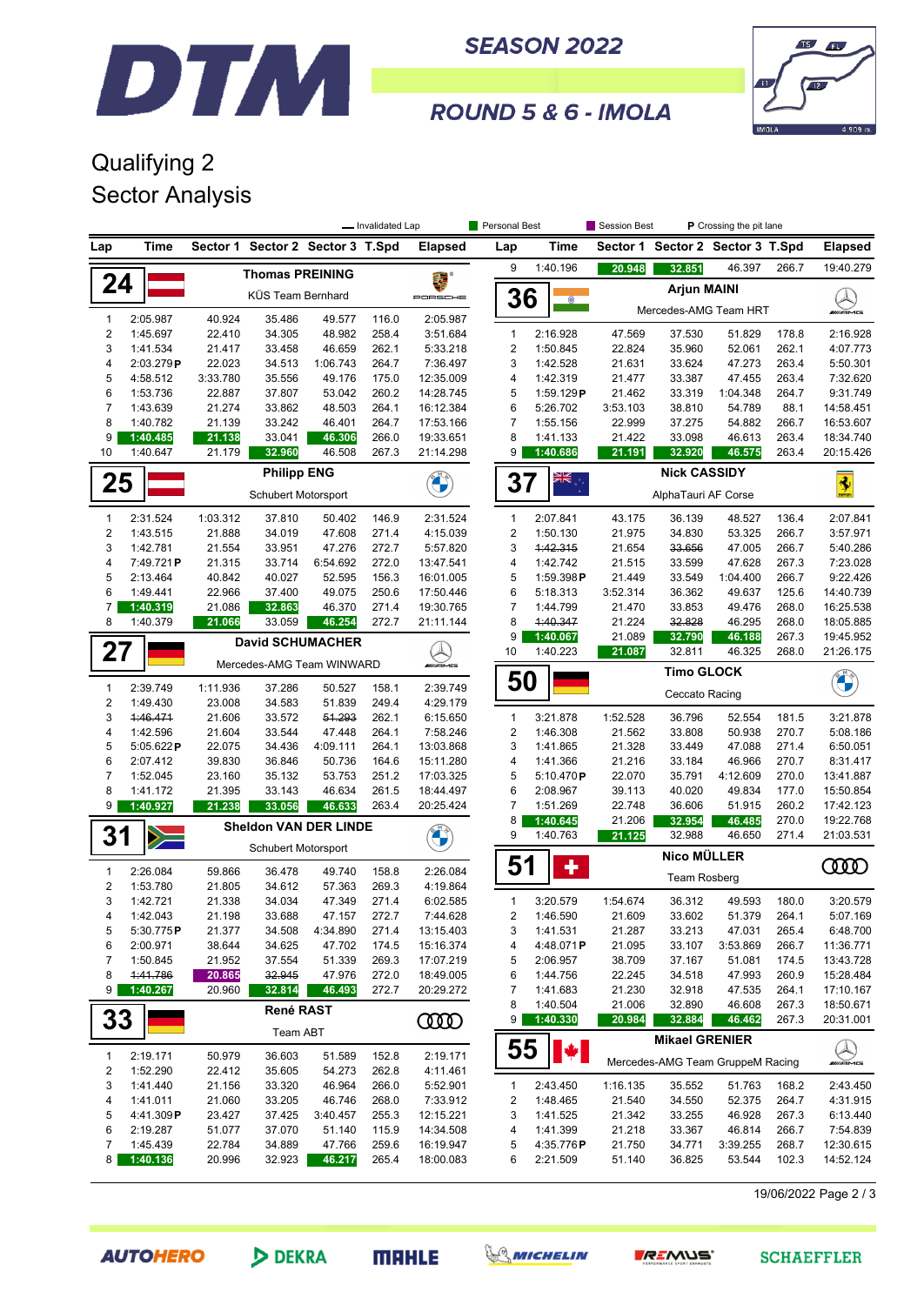# DTM SEASON 2022

## ROUND 5 & 6 - IMOLA

# Qualifying 2
## Sector Analysis

Legend: Invalidated Lap (strikethrough) · Personal Best · Session Best · P Crossing the pit lane

### 24 — Thomas PREINING — KÜS Team Bernhard (Porsche)

| Lap | Time | Sector 1 | Sector 2 | Sector 3 | T.Spd | Elapsed |
|---|---|---|---|---|---|---|
| 1 | 2:05.987 | 40.924 | 35.486 | 49.577 | 116.0 | 2:05.987 |
| 2 | 1:45.697 | 22.410 | 34.305 | 48.982 | 258.4 | 3:51.684 |
| 3 | 1:41.534 | 21.417 | 33.458 | 46.659 | 262.1 | 5:33.218 |
| 4 | 2:03.279 P | 22.023 | 34.513 | 1:06.743 | 264.7 | 7:36.497 |
| 5 | 4:58.512 | 3:33.780 | 35.556 | 49.176 | 175.0 | 12:35.009 |
| 6 | 1:53.736 | 22.887 | 37.807 | 53.042 | 260.2 | 14:28.745 |
| 7 | 1:43.639 | 21.274 | 33.862 | 48.503 | 264.1 | 16:12.384 |
| 8 | 1:40.782 | 21.139 | 33.242 | 46.401 | 264.7 | 17:53.166 |
| 9 | 1:40.485 | 21.138 | 33.041 | 46.306 | 266.0 | 19:33.651 |
| 10 | 1:40.647 | 21.179 | 32.960 | 46.508 | 267.3 | 21:14.298 |

### 25 — Philipp ENG — Schubert Motorsport (BMW)

| Lap | Time | Sector 1 | Sector 2 | Sector 3 | T.Spd | Elapsed |
|---|---|---|---|---|---|---|
| 1 | 2:31.524 | 1:03.312 | 37.810 | 50.402 | 146.9 | 2:31.524 |
| 2 | 1:43.515 | 21.888 | 34.019 | 47.608 | 271.4 | 4:15.039 |
| 3 | 1:42.781 | 21.554 | 33.951 | 47.276 | 272.7 | 5:57.820 |
| 4 | 7:49.721 P | 21.315 | 33.714 | 6:54.692 | 272.0 | 13:47.541 |
| 5 | 2:13.464 | 40.842 | 40.027 | 52.595 | 156.3 | 16:01.005 |
| 6 | 1:49.441 | 22.966 | 37.400 | 49.075 | 250.6 | 17:50.446 |
| 7 | 1:40.319 | 21.086 | 32.863 | 46.370 | 271.4 | 19:30.765 |
| 8 | 1:40.379 | 21.066 | 33.059 | 46.254 | 272.7 | 21:11.144 |

### 27 — David SCHUMACHER — Mercedes-AMG Team WINWARD

| Lap | Time | Sector 1 | Sector 2 | Sector 3 | T.Spd | Elapsed |
|---|---|---|---|---|---|---|
| 1 | 2:39.749 | 1:11.936 | 37.286 | 50.527 | 158.1 | 2:39.749 |
| 2 | 1:49.430 | 23.008 | 34.583 | 51.839 | 249.4 | 4:29.179 |
| 3 | ~~1:46.471~~ | 21.606 | 33.572 | ~~51.293~~ | 262.1 | 6:15.650 |
| 4 | 1:42.596 | 21.604 | 33.544 | 47.448 | 264.1 | 7:58.246 |
| 5 | 5:05.622 P | 22.075 | 34.436 | 4:09.111 | 264.1 | 13:03.868 |
| 6 | 2:07.412 | 39.830 | 36.846 | 50.736 | 164.6 | 15:11.280 |
| 7 | 1:52.045 | 23.160 | 35.132 | 53.753 | 251.2 | 17:03.325 |
| 8 | 1:41.172 | 21.395 | 33.143 | 46.634 | 261.5 | 18:44.497 |
| 9 | 1:40.927 | 21.238 | 33.056 | 46.633 | 263.4 | 20:25.424 |

### 31 — Sheldon VAN DER LINDE — Schubert Motorsport (BMW)

| Lap | Time | Sector 1 | Sector 2 | Sector 3 | T.Spd | Elapsed |
|---|---|---|---|---|---|---|
| 1 | 2:26.084 | 59.866 | 36.478 | 49.740 | 158.8 | 2:26.084 |
| 2 | 1:53.780 | 21.805 | 34.612 | 57.363 | 269.3 | 4:19.864 |
| 3 | 1:42.721 | 21.338 | 34.034 | 47.349 | 271.4 | 6:02.585 |
| 4 | 1:42.043 | 21.198 | 33.688 | 47.157 | 272.7 | 7:44.628 |
| 5 | 5:30.775 P | 21.377 | 34.508 | 4:34.890 | 271.4 | 13:15.403 |
| 6 | 2:00.971 | 38.644 | 34.625 | 47.702 | 174.5 | 15:16.374 |
| 7 | 1:50.845 | 21.952 | 37.554 | 51.339 | 269.3 | 17:07.219 |
| 8 | ~~1:41.786~~ | 20.865 | ~~32.945~~ | 47.976 | 272.0 | 18:49.005 |
| 9 | 1:40.267 | 20.960 | 32.814 | 46.493 | 272.7 | 20:29.272 |

### 33 — René RAST — Team ABT (Audi)

| Lap | Time | Sector 1 | Sector 2 | Sector 3 | T.Spd | Elapsed |
|---|---|---|---|---|---|---|
| 1 | 2:19.171 | 50.979 | 36.603 | 51.589 | 152.8 | 2:19.171 |
| 2 | 1:52.290 | 22.412 | 35.605 | 54.273 | 262.8 | 4:11.461 |
| 3 | 1:41.440 | 21.156 | 33.320 | 46.964 | 266.0 | 5:52.901 |
| 4 | 1:41.011 | 21.060 | 33.205 | 46.746 | 268.0 | 7:33.912 |
| 5 | 4:41.309 P | 23.427 | 37.425 | 3:40.457 | 255.3 | 12:15.221 |
| 6 | 2:19.287 | 51.077 | 37.070 | 51.140 | 115.9 | 14:34.508 |
| 7 | 1:45.439 | 22.784 | 34.889 | 47.766 | 259.6 | 16:19.947 |
| 8 | 1:40.136 | 20.996 | 32.923 | 46.217 | 265.4 | 18:00.083 |

### 36 — Arjun MAINI — Mercedes-AMG Team HRT

| Lap | Time | Sector 1 | Sector 2 | Sector 3 | T.Spd | Elapsed |
|---|---|---|---|---|---|---|
| 1 | 2:16.928 | 47.569 | 37.530 | 51.829 | 178.8 | 2:16.928 |
| 2 | 1:50.845 | 22.824 | 35.960 | 52.061 | 262.1 | 4:07.773 |
| 3 | 1:42.528 | 21.631 | 33.624 | 47.273 | 263.4 | 5:50.301 |
| 4 | 1:42.319 | 21.477 | 33.387 | 47.455 | 263.4 | 7:32.620 |
| 5 | 1:59.129 P | 21.462 | 33.319 | 1:04.348 | 264.7 | 9:31.749 |
| 6 | 5:26.702 | 3:53.103 | 38.810 | 54.789 | 88.1 | 14:58.451 |
| 7 | 1:55.156 | 22.999 | 37.275 | 54.882 | 266.7 | 16:53.607 |
| 8 | 1:41.133 | 21.422 | 33.098 | 46.613 | 263.4 | 18:34.740 |
| 9 | 1:40.686 | 21.191 | 32.920 | 46.575 | 263.4 | 20:15.426 |

### 37 — Nick CASSIDY — AlphaTauri AF Corse (Ferrari)

| Lap | Time | Sector 1 | Sector 2 | Sector 3 | T.Spd | Elapsed |
|---|---|---|---|---|---|---|
| 1 | 2:07.841 | 43.175 | 36.139 | 48.527 | 136.4 | 2:07.841 |
| 2 | 1:50.130 | 21.975 | 34.830 | 53.325 | 266.7 | 3:57.971 |
| 3 | ~~1:42.315~~ | 21.654 | ~~33.656~~ | 47.005 | 266.7 | 5:40.286 |
| 4 | 1:42.742 | 21.515 | 33.599 | 47.628 | 267.3 | 7:23.028 |
| 5 | 1:59.398 P | 21.449 | 33.549 | 1:04.400 | 266.7 | 9:22.426 |
| 6 | 5:18.313 | 3:52.314 | 36.362 | 49.637 | 125.6 | 14:40.739 |
| 7 | 1:44.799 | 21.470 | 33.853 | 49.476 | 268.0 | 16:25.538 |
| 8 | ~~1:40.347~~ | 21.224 | ~~32.828~~ | 46.295 | 268.0 | 18:05.885 |
| 9 | 1:40.067 | 21.089 | 32.790 | 46.188 | 267.3 | 19:45.952 |
| 10 | 1:40.223 | 21.087 | 32.811 | 46.325 | 268.0 | 21:26.175 |

### 50 — Timo GLOCK — Ceccato Racing (BMW)

| Lap | Time | Sector 1 | Sector 2 | Sector 3 | T.Spd | Elapsed |
|---|---|---|---|---|---|---|
| 1 | 3:21.878 | 1:52.528 | 36.796 | 52.554 | 181.5 | 3:21.878 |
| 2 | 1:46.308 | 21.562 | 33.808 | 50.938 | 270.7 | 5:08.186 |
| 3 | 1:41.865 | 21.328 | 33.449 | 47.088 | 271.4 | 6:50.051 |
| 4 | 1:41.366 | 21.216 | 33.184 | 46.966 | 270.7 | 8:31.417 |
| 5 | 5:10.470 P | 22.070 | 35.791 | 4:12.609 | 270.0 | 13:41.887 |
| 6 | 2:08.967 | 39.113 | 40.020 | 49.834 | 177.0 | 15:50.854 |
| 7 | 1:51.269 | 22.748 | 36.606 | 51.915 | 260.2 | 17:42.123 |
| 8 | 1:40.645 | 21.206 | 32.954 | 46.485 | 270.0 | 19:22.768 |
| 9 | 1:40.763 | 21.125 | 32.988 | 46.650 | 271.4 | 21:03.531 |

### 51 — Nico MÜLLER — Team Rosberg (Audi)

| Lap | Time | Sector 1 | Sector 2 | Sector 3 | T.Spd | Elapsed |
|---|---|---|---|---|---|---|
| 1 | 3:20.579 | 1:54.674 | 36.312 | 49.593 | 180.0 | 3:20.579 |
| 2 | 1:46.590 | 21.609 | 33.602 | 51.379 | 264.1 | 5:07.169 |
| 3 | 1:41.531 | 21.287 | 33.213 | 47.031 | 265.4 | 6:48.700 |
| 4 | 4:48.071 P | 21.095 | 33.107 | 3:53.869 | 266.7 | 11:36.771 |
| 5 | 2:06.957 | 38.709 | 37.167 | 51.081 | 174.5 | 13:43.728 |
| 6 | 1:44.756 | 22.245 | 34.518 | 47.993 | 260.9 | 15:28.484 |
| 7 | 1:41.683 | 21.230 | 32.918 | 47.535 | 264.1 | 17:10.167 |
| 8 | 1:40.504 | 21.006 | 32.890 | 46.608 | 267.3 | 18:50.671 |
| 9 | 1:40.330 | 20.984 | 32.884 | 46.462 | 267.3 | 20:31.001 |

### 55 — Mikael GRENIER — Mercedes-AMG Team GruppeM Racing

| Lap | Time | Sector 1 | Sector 2 | Sector 3 | T.Spd | Elapsed |
|---|---|---|---|---|---|---|
| 1 | 2:43.450 | 1:16.135 | 35.552 | 51.763 | 168.2 | 2:43.450 |
| 2 | 1:48.465 | 21.540 | 34.550 | 52.375 | 264.7 | 4:31.915 |
| 3 | 1:41.525 | 21.342 | 33.255 | 46.928 | 267.3 | 6:13.440 |
| 4 | 1:41.399 | 21.218 | 33.367 | 46.814 | 266.7 | 7:54.839 |
| 5 | 4:35.776 P | 21.750 | 34.771 | 3:39.255 | 268.7 | 12:30.615 |
| 6 | 2:21.509 | 51.140 | 36.825 | 53.544 | 102.3 | 14:52.124 |

19/06/2022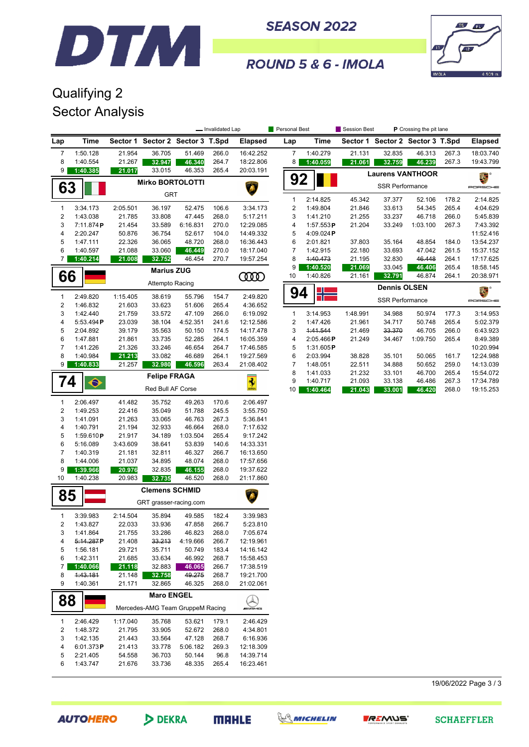DTM SEASON 2022

ROUND 5 & 6 - IMOLA

# Qualifying 2
## Sector Analysis

— Invalidated Lap | Personal Best | Session Best | P Crossing the pit lane

| Lap | Time | Sector 1 | Sector 2 | Sector 3 | T.Spd | Elapsed |
|---|---|---|---|---|---|---|
| 7 | 1:50.128 | 21.954 | 36.705 | 51.469 | 266.0 | 16:42.252 |
| 8 | 1:40.554 | 21.267 | 32.947 | 46.340 | 264.7 | 18:22.806 |
| 9 | 1:40.385 | 21.017 | 33.015 | 46.353 | 265.4 | 20:03.191 |

### 63 Mirko BORTOLOTTI — GRT

| Lap | Time | Sector 1 | Sector 2 | Sector 3 | T.Spd | Elapsed |
|---|---|---|---|---|---|---|
| 1 | 3:34.173 | 2:05.501 | 36.197 | 52.475 | 106.6 | 3:34.173 |
| 2 | 1:43.038 | 21.785 | 33.808 | 47.445 | 268.0 | 5:17.211 |
| 3 | 7:11.874 P | 21.454 | 33.589 | 6:16.831 | 270.0 | 12:29.085 |
| 4 | 2:20.247 | 50.876 | 36.754 | 52.617 | 104.0 | 14:49.332 |
| 5 | 1:47.111 | 22.326 | 36.065 | 48.720 | 268.0 | 16:36.443 |
| 6 | 1:40.597 | 21.088 | 33.060 | 46.449 | 270.0 | 18:17.040 |
| 7 | 1:40.214 | 21.008 | 32.752 | 46.454 | 270.7 | 19:57.254 |

### 66 Marius ZUG — Attempto Racing

| Lap | Time | Sector 1 | Sector 2 | Sector 3 | T.Spd | Elapsed |
|---|---|---|---|---|---|---|
| 1 | 2:49.820 | 1:15.405 | 38.619 | 55.796 | 154.7 | 2:49.820 |
| 2 | 1:46.832 | 21.603 | 33.623 | 51.606 | 265.4 | 4:36.652 |
| 3 | 1:42.440 | 21.759 | 33.572 | 47.109 | 266.0 | 6:19.092 |
| 4 | 5:53.494 P | 23.039 | 38.104 | 4:52.351 | 241.6 | 12:12.586 |
| 5 | 2:04.892 | 39.179 | 35.563 | 50.150 | 174.5 | 14:17.478 |
| 6 | 1:47.881 | 21.861 | 33.735 | 52.285 | 264.1 | 16:05.359 |
| 7 | 1:41.226 | 21.326 | 33.246 | 46.654 | 264.7 | 17:46.585 |
| 8 | 1:40.984 | 21.213 | 33.082 | 46.689 | 264.1 | 19:27.569 |
| 9 | 1:40.833 | 21.257 | 32.980 | 46.596 | 263.4 | 21:08.402 |

### 74 Felipe FRAGA — Red Bull AF Corse

| Lap | Time | Sector 1 | Sector 2 | Sector 3 | T.Spd | Elapsed |
|---|---|---|---|---|---|---|
| 1 | 2:06.497 | 41.482 | 35.752 | 49.263 | 170.6 | 2:06.497 |
| 2 | 1:49.253 | 22.416 | 35.049 | 51.788 | 245.5 | 3:55.750 |
| 3 | 1:41.091 | 21.263 | 33.065 | 46.763 | 267.3 | 5:36.841 |
| 4 | 1:40.791 | 21.194 | 32.933 | 46.664 | 268.0 | 7:17.632 |
| 5 | 1:59.610 P | 21.917 | 34.189 | 1:03.504 | 265.4 | 9:17.242 |
| 6 | 5:16.089 | 3:43.609 | 38.641 | 53.839 | 140.6 | 14:33.331 |
| 7 | 1:40.319 | 21.181 | 32.811 | 46.327 | 266.7 | 16:13.650 |
| 8 | 1:44.006 | 21.037 | 34.895 | 48.074 | 268.0 | 17:57.656 |
| 9 | 1:39.966 | 20.976 | 32.835 | 46.155 | 268.0 | 19:37.622 |
| 10 | 1:40.238 | 20.983 | 32.735 | 46.520 | 268.0 | 21:17.860 |

### 85 Clemens SCHMID — GRT grasser-racing.com

| Lap | Time | Sector 1 | Sector 2 | Sector 3 | T.Spd | Elapsed |
|---|---|---|---|---|---|---|
| 1 | 3:39.983 | 2:14.504 | 35.894 | 49.585 | 182.4 | 3:39.983 |
| 2 | 1:43.827 | 22.033 | 33.936 | 47.858 | 266.7 | 5:23.810 |
| 3 | 1:41.864 | 21.755 | 33.286 | 46.823 | 268.0 | 7:05.674 |
| 4 | ~~5:14.287~~ P | 21.408 | ~~33.213~~ | 4:19.666 | 266.7 | 12:19.961 |
| 5 | 1:56.181 | 29.721 | 35.711 | 50.749 | 183.4 | 14:16.142 |
| 6 | 1:42.311 | 21.685 | 33.634 | 46.992 | 268.7 | 15:58.453 |
| 7 | 1:40.066 | 21.118 | 32.883 | 46.065 | 266.7 | 17:38.519 |
| 8 | ~~1:43.181~~ | 21.148 | 32.758 | ~~49.275~~ | 268.7 | 19:21.700 |
| 9 | 1:40.361 | 21.171 | 32.865 | 46.325 | 268.0 | 21:02.061 |

### 88 Maro ENGEL — Mercedes-AMG Team GruppeM Racing

| Lap | Time | Sector 1 | Sector 2 | Sector 3 | T.Spd | Elapsed |
|---|---|---|---|---|---|---|
| 1 | 2:46.429 | 1:17.040 | 35.768 | 53.621 | 179.1 | 2:46.429 |
| 2 | 1:48.372 | 21.795 | 33.905 | 52.672 | 268.0 | 4:34.801 |
| 3 | 1:42.135 | 21.443 | 33.564 | 47.128 | 268.7 | 6:16.936 |
| 4 | 6:01.373 P | 21.413 | 33.778 | 5:06.182 | 269.3 | 12:18.309 |
| 5 | 2:21.405 | 54.558 | 36.703 | 50.144 | 96.8 | 14:39.714 |
| 6 | 1:43.747 | 21.676 | 33.736 | 48.335 | 265.4 | 16:23.461 |

| Lap | Time | Sector 1 | Sector 2 | Sector 3 | T.Spd | Elapsed |
|---|---|---|---|---|---|---|
| 7 | 1:40.279 | 21.131 | 32.835 | 46.313 | 267.3 | 18:03.740 |
| 8 | 1:40.059 | 21.061 | 32.759 | 46.239 | 267.3 | 19:43.799 |

### 92 Laurens VANTHOOR — SSR Performance

| Lap | Time | Sector 1 | Sector 2 | Sector 3 | T.Spd | Elapsed |
|---|---|---|---|---|---|---|
| 1 | 2:14.825 | 45.342 | 37.377 | 52.106 | 178.2 | 2:14.825 |
| 2 | 1:49.804 | 21.846 | 33.613 | 54.345 | 265.4 | 4:04.629 |
| 3 | 1:41.210 | 21.255 | 33.237 | 46.718 | 266.0 | 5:45.839 |
| 4 | 1:57.553 P | 21.204 | 33.249 | 1:03.100 | 267.3 | 7:43.392 |
| 5 | 4:09.024 P | | | | | 11:52.416 |
| 6 | 2:01.821 | 37.803 | 35.164 | 48.854 | 184.0 | 13:54.237 |
| 7 | 1:42.915 | 22.180 | 33.693 | 47.042 | 261.5 | 15:37.152 |
| 8 | ~~1:40.473~~ | 21.195 | 32.830 | ~~46.448~~ | 264.1 | 17:17.625 |
| 9 | 1:40.520 | 21.069 | 33.045 | 46.406 | 265.4 | 18:58.145 |
| 10 | 1:40.826 | 21.161 | 32.791 | 46.874 | 264.1 | 20:38.971 |

### 94 Dennis OLSEN — SSR Performance

| Lap | Time | Sector 1 | Sector 2 | Sector 3 | T.Spd | Elapsed |
|---|---|---|---|---|---|---|
| 1 | 3:14.953 | 1:48.991 | 34.988 | 50.974 | 177.3 | 3:14.953 |
| 2 | 1:47.426 | 21.961 | 34.717 | 50.748 | 265.4 | 5:02.379 |
| 3 | ~~1:41.544~~ | 21.469 | ~~33.370~~ | 46.705 | 266.0 | 6:43.923 |
| 4 | 2:05.466 P | 21.249 | 34.467 | 1:09.750 | 265.4 | 8:49.389 |
| 5 | 1:31.605 P | | | | | 10:20.994 |
| 6 | 2:03.994 | 38.828 | 35.101 | 50.065 | 161.7 | 12:24.988 |
| 7 | 1:48.051 | 22.511 | 34.888 | 50.652 | 259.0 | 14:13.039 |
| 8 | 1:41.033 | 21.232 | 33.101 | 46.700 | 265.4 | 15:54.072 |
| 9 | 1:40.717 | 21.093 | 33.138 | 46.486 | 267.3 | 17:34.789 |
| 10 | 1:40.464 | 21.043 | 33.001 | 46.420 | 268.0 | 19:15.253 |

19/06/2022 Page 3 / 3